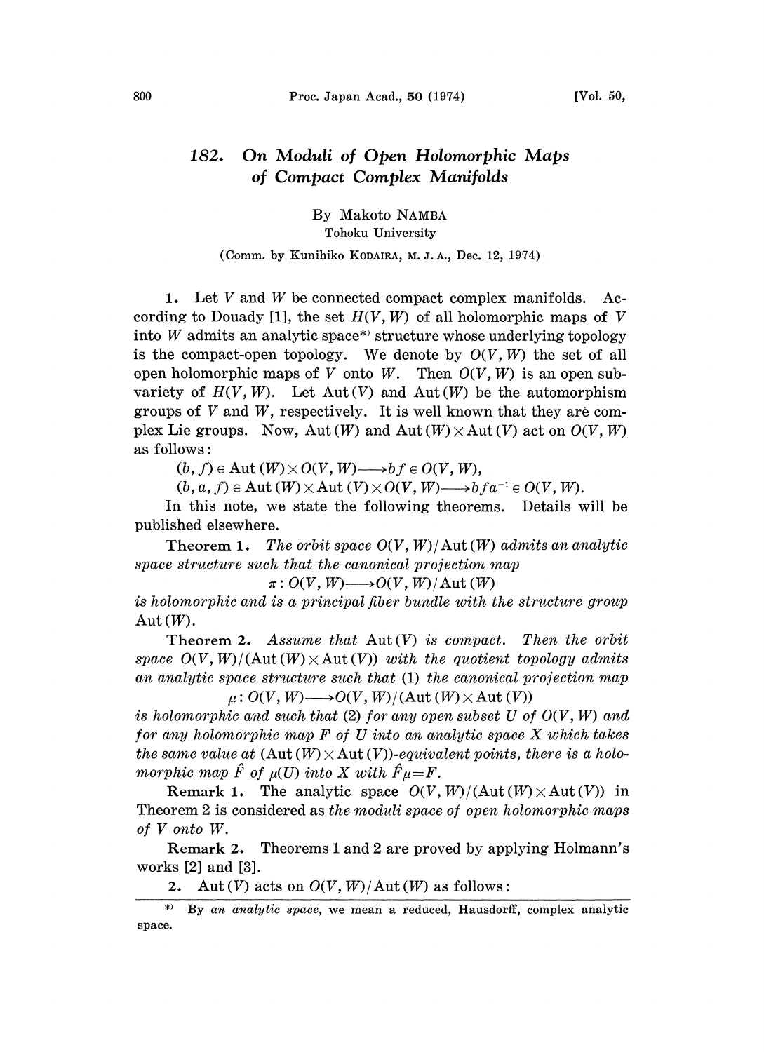# 182. On Moduli of Open Holomorphic Maps of Compact Complex Manifolds

By Makoto NAMBA

Tohoku University

(Comm. by Kunihiko KODAIRA, M. J. A., Dec. 12, 1974)

**1.** Let $V$ and $W$ be connected compact complex manifolds. According to Douady [1], the set $H(V, W)$ of all holomorphic maps of $V$ into $W$ admits an analytic space\*) structure whose underlying topology is the compact-open topology. We denote by $O(V, W)$ the set of all open holomorphic maps of $V$ onto $W$. Then $O(V, W)$ is an open subvariety of $H(V, W)$. Let $\mathrm{Aut}(V)$ and $\mathrm{Aut}(W)$ be the automorphism groups of $V$ and $W$, respectively. It is well known that they are complex Lie groups. Now, $\mathrm{Aut}(W)$ and $\mathrm{Aut}(W)\times\mathrm{Aut}(V)$ act on $O(V, W)$ as follows:

$$(b, f) \in \mathrm{Aut}(W)\times O(V, W) \longrightarrow bf \in O(V, W),$$

$$(b, a, f) \in \mathrm{Aut}(W)\times\mathrm{Aut}(V)\times O(V, W) \longrightarrow bfa^{-1} \in O(V, W).$$

In this note, we state the following theorems. Details will be published elsewhere.

**Theorem 1.** *The orbit space $O(V, W)/\mathrm{Aut}(W)$ admits an analytic space structure such that the canonical projection map*

$$\pi : O(V, W) \longrightarrow O(V, W)/\mathrm{Aut}(W)$$

*is holomorphic and is a principal fiber bundle with the structure group* $\mathrm{Aut}(W)$.

**Theorem 2.** *Assume that $\mathrm{Aut}(V)$ is compact. Then the orbit space $O(V, W)/(\mathrm{Aut}(W)\times\mathrm{Aut}(V))$ with the quotient topology admits an analytic space structure such that* (1) *the canonical projection map*

$$\mu : O(V, W) \longrightarrow O(V, W)/(\mathrm{Aut}(W)\times\mathrm{Aut}(V))$$

*is holomorphic and such that* (2) *for any open subset $U$ of $O(V, W)$ and for any holomorphic map $F$ of $U$ into an analytic space $X$ which takes the same value at $(\mathrm{Aut}(W)\times\mathrm{Aut}(V))$-equivalent points, there is a holomorphic map $\hat{F}$ of $\mu(U)$ into $X$ with $\hat{F}\mu = F$.*

**Remark 1.** The analytic space $O(V, W)/(\mathrm{Aut}(W)\times\mathrm{Aut}(V))$ in Theorem 2 is considered as *the moduli space of open holomorphic maps of $V$ onto $W$.*

**Remark 2.** Theorems 1 and 2 are proved by applying Holmann's works [2] and [3].

**2.** $\mathrm{Aut}(V)$ acts on $O(V, W)/\mathrm{Aut}(W)$ as follows:

---

\*) By *an analytic space*, we mean a reduced, Hausdorff, complex analytic space.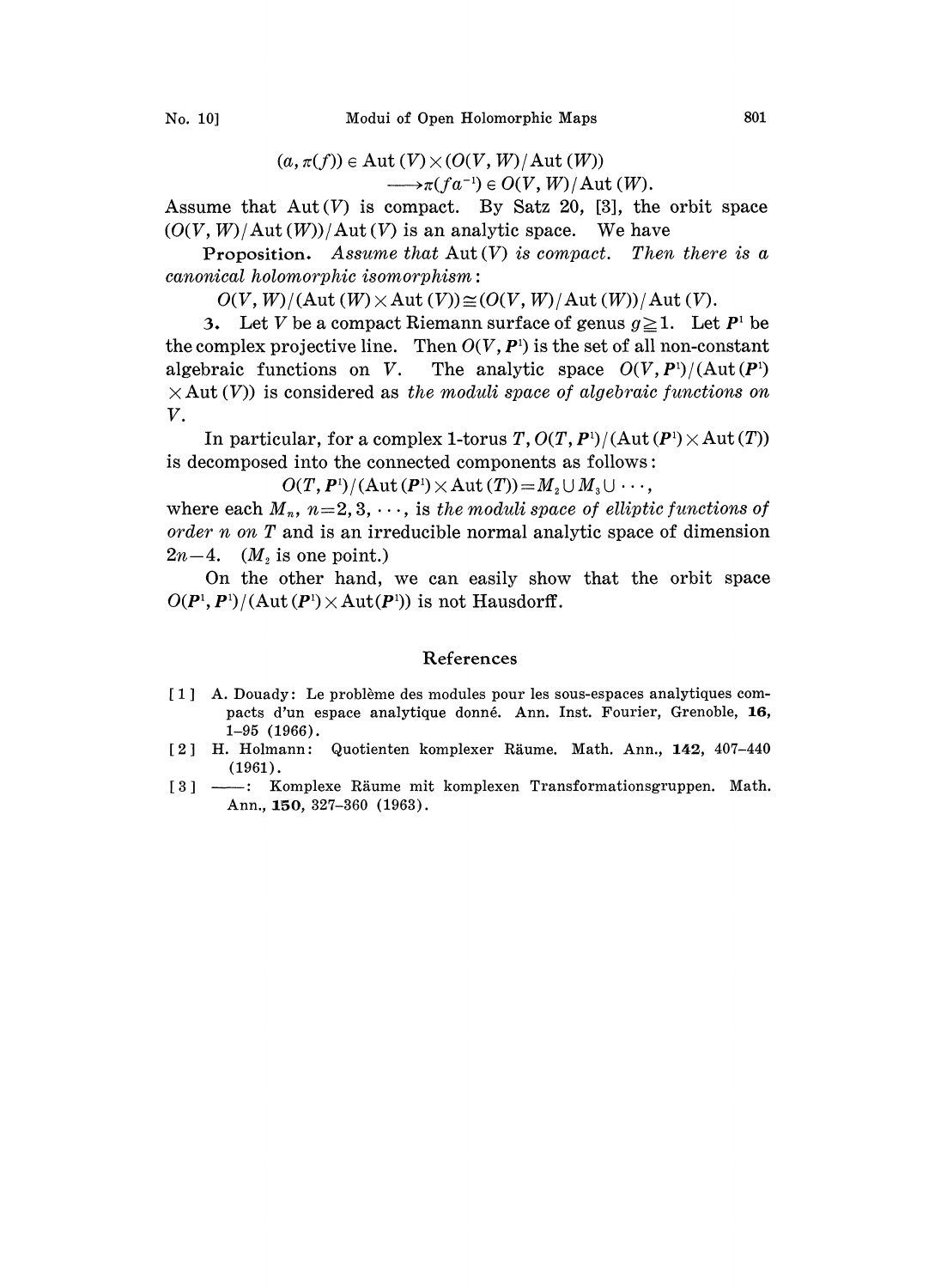$$(a, \pi(f)) \in \mathrm{Aut}(V) \times (O(V, W)/\mathrm{Aut}(W))$$
$$\longrightarrow \pi(fa^{-1}) \in O(V, W)/\mathrm{Aut}(W).$$

Assume that $\mathrm{Aut}(V)$ is compact. By Satz 20, [3], the orbit space $(O(V, W)/\mathrm{Aut}(W))/\mathrm{Aut}(V)$ is an analytic space. We have

**Proposition.** *Assume that* $\mathrm{Aut}(V)$ *is compact. Then there is a canonical holomorphic isomorphism*:

$$O(V, W)/(\mathrm{Aut}(W) \times \mathrm{Aut}(V)) \cong (O(V, W)/\mathrm{Aut}(W))/\mathrm{Aut}(V).$$

**3.** Let $V$ be a compact Riemann surface of genus $g \geqq 1$. Let $\boldsymbol{P}^1$ be the complex projective line. Then $O(V, \boldsymbol{P}^1)$ is the set of all non-constant algebraic functions on $V$. The analytic space $O(V, \boldsymbol{P}^1)/(\mathrm{Aut}(\boldsymbol{P}^1) \times \mathrm{Aut}(V))$ is considered as *the moduli space of algebraic functions on* $V$.

In particular, for a complex 1-torus $T$, $O(T, \boldsymbol{P}^1)/(\mathrm{Aut}(\boldsymbol{P}^1) \times \mathrm{Aut}(T))$ is decomposed into the connected components as follows:

$$O(T, \boldsymbol{P}^1)/(\mathrm{Aut}(\boldsymbol{P}^1) \times \mathrm{Aut}(T)) = M_2 \cup M_3 \cup \cdots,$$

where each $M_n$, $n=2, 3, \cdots$, is *the moduli space of elliptic functions of order* $n$ *on* $T$ and is an irreducible normal analytic space of dimension $2n-4$. ($M_2$ is one point.)

On the other hand, we can easily show that the orbit space $O(\boldsymbol{P}^1, \boldsymbol{P}^1)/(\mathrm{Aut}(\boldsymbol{P}^1) \times \mathrm{Aut}(\boldsymbol{P}^1))$ is not Hausdorff.

## References

[1] A. Douady: Le problème des modules pour les sous-espaces analytiques compacts d'un espace analytique donné. Ann. Inst. Fourier, Grenoble, **16**, 1–95 (1966).

[2] H. Holmann: Quotienten komplexer Räume. Math. Ann., **142**, 407–440 (1961).

[3] ——: Komplexe Räume mit komplexen Transformationsgruppen. Math. Ann., **150**, 327–360 (1963).